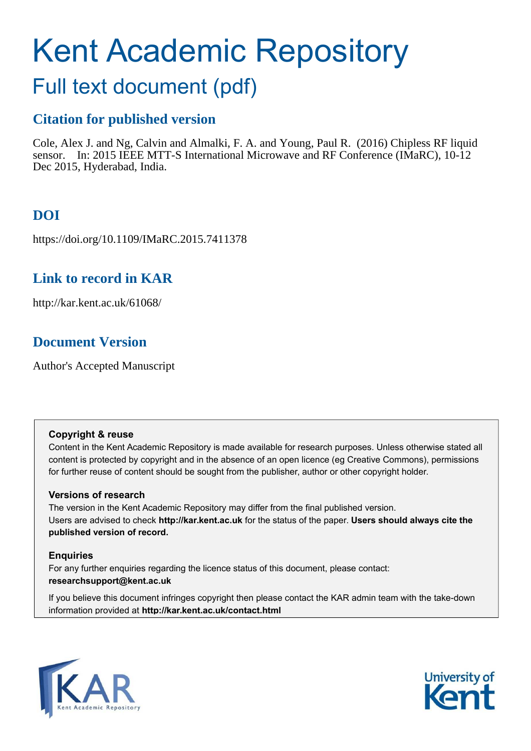# Kent Academic Repository

## Full text document (pdf)

### Citation for published version

Cole, Alex J. and Ng, Calvin and Almalki, F. A. and Young, Paul R. (2016) Chipless RF liquid sensor. In: 2015 IEEE MTT-S International Microwave and RF Conference (IMaRC), 10-12 Dec 2015, Hyderabad, India.

### DOI

https://doi.org/10.1109/IMaRC.2015.7411378

### Link to record in KAR

http://kar.kent.ac.uk/61068/

### Document Version

Author's Accepted Manuscript

**Copyright & reuse**

Content in the Kent Academic Repository is made available for research purposes. Unless otherwise stated all content is protected by copyright and in the absence of an open licence (eg Creative Commons), permissions for further reuse of content should be sought from the publisher, author or other copyright holder.

**Versions of research**

The version in the Kent Academic Repository may differ from the final published version. Users are advised to check **http://kar.kent.ac.uk** for the status of the paper. **Users should always cite the published version of record.**

**Enquiries**

For any further enquiries regarding the licence status of this document, please contact: **researchsupport@kent.ac.uk**

If you believe this document infringes copyright then please contact the KAR admin team with the take-down information provided at **http://kar.kent.ac.uk/contact.html**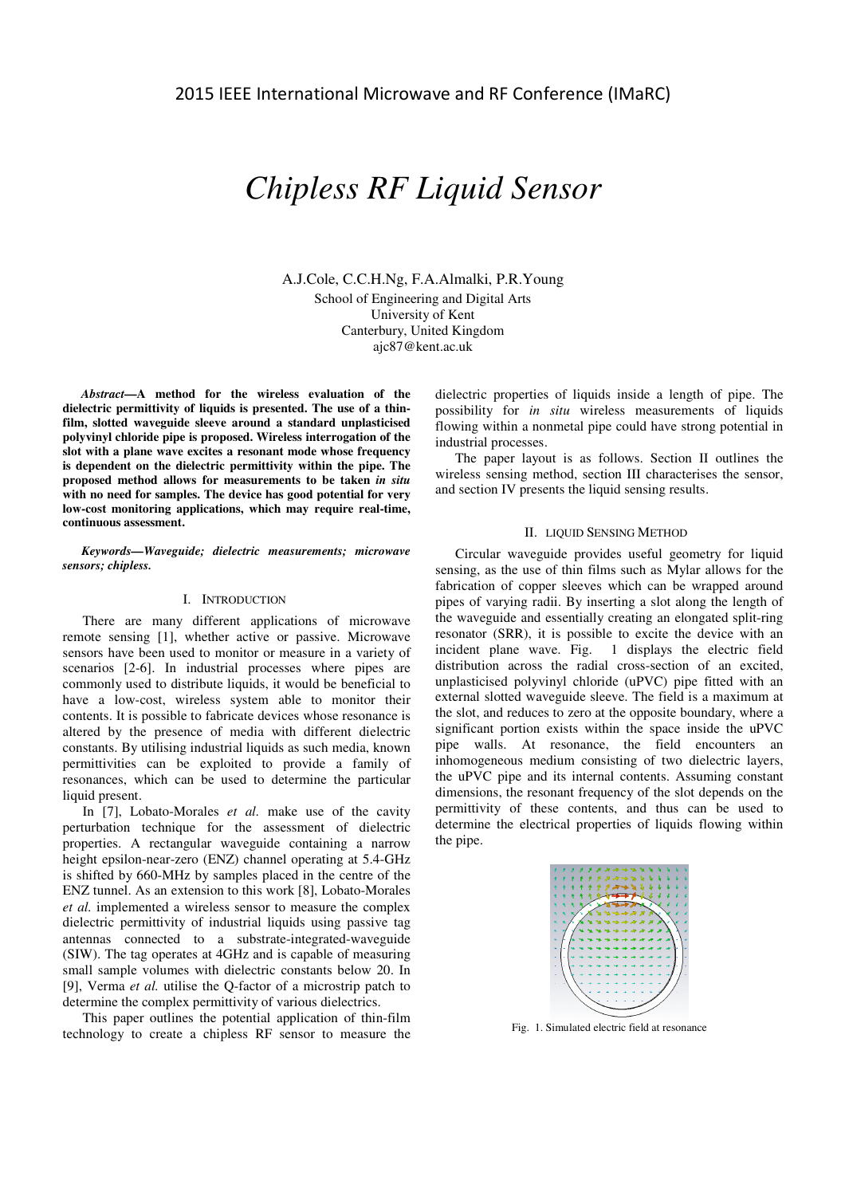# *Chipless RF Liquid Sensor*

A.J.Cole, C.C.H.Ng, F.A.Almalki, P.R.Young

School of Engineering and Digital Arts
University of Kent
Canterbury, United Kingdom
ajc87@kent.ac.uk

***Abstract*—A method for the wireless evaluation of the dielectric permittivity of liquids is presented. The use of a thin-film, slotted waveguide sleeve around a standard unplasticised polyvinyl chloride pipe is proposed. Wireless interrogation of the slot with a plane wave excites a resonant mode whose frequency is dependent on the dielectric permittivity within the pipe. The proposed method allows for measurements to be taken *in situ* with no need for samples. The device has good potential for very low-cost monitoring applications, which may require real-time, continuous assessment.**

***Keywords—Waveguide; dielectric measurements; microwave sensors; chipless.***

## I. Introduction

There are many different applications of microwave remote sensing [1], whether active or passive. Microwave sensors have been used to monitor or measure in a variety of scenarios [2-6]. In industrial processes where pipes are commonly used to distribute liquids, it would be beneficial to have a low-cost, wireless system able to monitor their contents. It is possible to fabricate devices whose resonance is altered by the presence of media with different dielectric constants. By utilising industrial liquids as such media, known permittivities can be exploited to provide a family of resonances, which can be used to determine the particular liquid present.

In [7], Lobato-Morales *et al.* make use of the cavity perturbation technique for the assessment of dielectric properties. A rectangular waveguide containing a narrow height epsilon-near-zero (ENZ) channel operating at 5.4-GHz is shifted by 660-MHz by samples placed in the centre of the ENZ tunnel. As an extension to this work [8], Lobato-Morales *et al.* implemented a wireless sensor to measure the complex dielectric permittivity of industrial liquids using passive tag antennas connected to a substrate-integrated-waveguide (SIW). The tag operates at 4GHz and is capable of measuring small sample volumes with dielectric constants below 20. In [9], Verma *et al.* utilise the Q-factor of a microstrip patch to determine the complex permittivity of various dielectrics.

This paper outlines the potential application of thin-film technology to create a chipless RF sensor to measure the dielectric properties of liquids inside a length of pipe. The possibility for *in situ* wireless measurements of liquids flowing within a nonmetal pipe could have strong potential in industrial processes.

The paper layout is as follows. Section II outlines the wireless sensing method, section III characterises the sensor, and section IV presents the liquid sensing results.

## II. Liquid Sensing Method

Circular waveguide provides useful geometry for liquid sensing, as the use of thin films such as Mylar allows for the fabrication of copper sleeves which can be wrapped around pipes of varying radii. By inserting a slot along the length of the waveguide and essentially creating an elongated split-ring resonator (SRR), it is possible to excite the device with an incident plane wave. Fig. 1 displays the electric field distribution across the radial cross-section of an excited, unplasticised polyvinyl chloride (uPVC) pipe fitted with an external slotted waveguide sleeve. The field is a maximum at the slot, and reduces to zero at the opposite boundary, where a significant portion exists within the space inside the uPVC pipe walls. At resonance, the field encounters an inhomogeneous medium consisting of two dielectric layers, the uPVC pipe and its internal contents. Assuming constant dimensions, the resonant frequency of the slot depends on the permittivity of these contents, and thus can be used to determine the electrical properties of liquids flowing within the pipe.

Fig. 1. Simulated electric field at resonance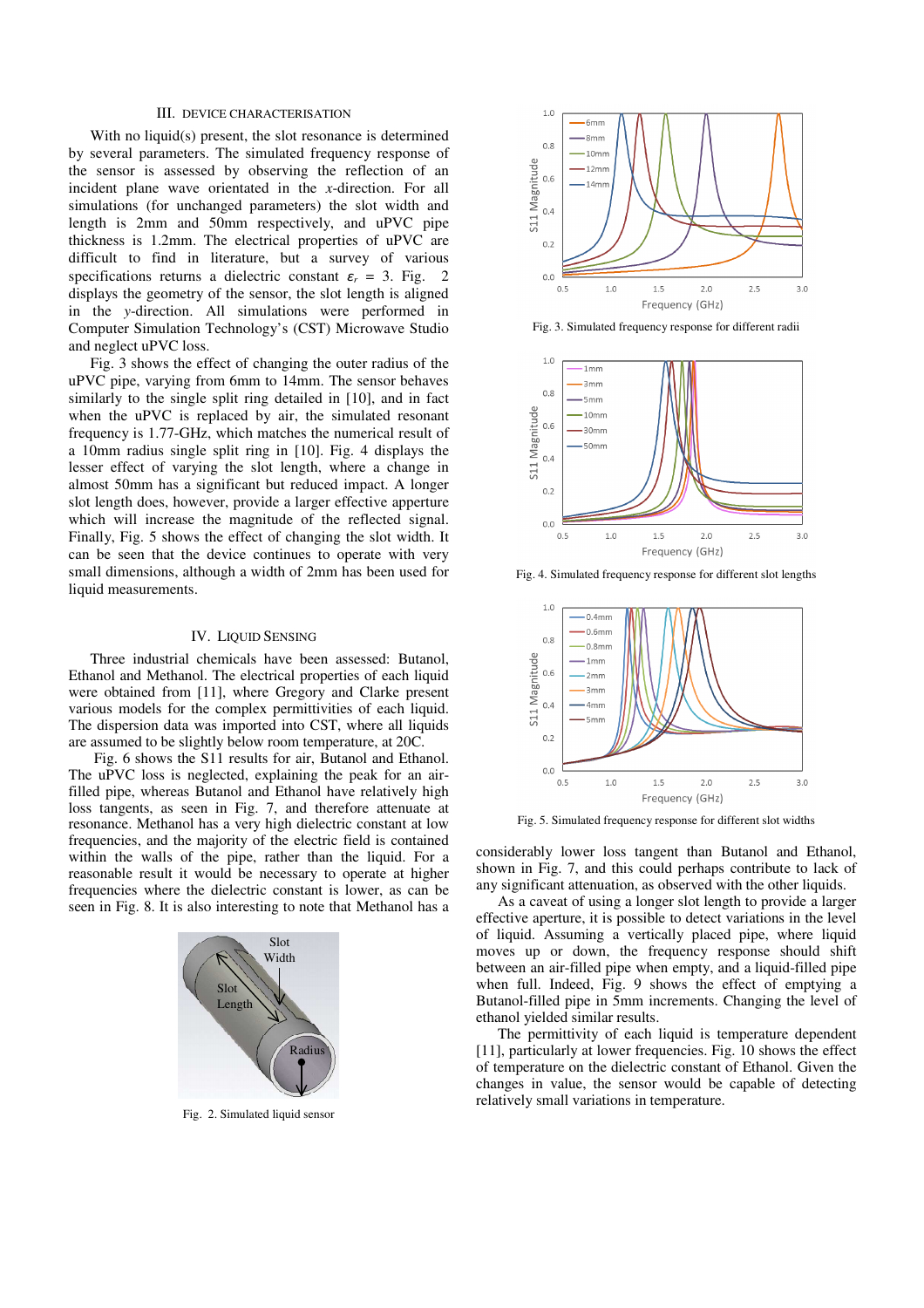## III. DEVICE CHARACTERISATION

With no liquid(s) present, the slot resonance is determined by several parameters. The simulated frequency response of the sensor is assessed by observing the reflection of an incident plane wave orientated in the *x*-direction. For all simulations (for unchanged parameters) the slot width and length is 2mm and 50mm respectively, and uPVC pipe thickness is 1.2mm. The electrical properties of uPVC are difficult to find in literature, but a survey of various specifications returns a dielectric constant $\varepsilon_r$ = 3. Fig. 2 displays the geometry of the sensor, the slot length is aligned in the *y*-direction. All simulations were performed in Computer Simulation Technology's (CST) Microwave Studio and neglect uPVC loss.

Fig. 3 shows the effect of changing the outer radius of the uPVC pipe, varying from 6mm to 14mm. The sensor behaves similarly to the single split ring detailed in [10], and in fact when the uPVC is replaced by air, the simulated resonant frequency is 1.77-GHz, which matches the numerical result of a 10mm radius single split ring in [10]. Fig. 4 displays the lesser effect of varying the slot length, where a change in almost 50mm has a significant but reduced impact. A longer slot length does, however, provide a larger effective apperture which will increase the magnitude of the reflected signal. Finally, Fig. 5 shows the effect of changing the slot width. It can be seen that the device continues to operate with very small dimensions, although a width of 2mm has been used for liquid measurements.

Slot Width
Slot Length
Radius

Fig. 2. Simulated liquid sensor

## IV. LIQUID SENSING

Three industrial chemicals have been assessed: Butanol, Ethanol and Methanol. The electrical properties of each liquid were obtained from [11], where Gregory and Clarke present various models for the complex permittivities of each liquid. The dispersion data was imported into CST, where all liquids are assumed to be slightly below room temperature, at 20C.

Fig. 6 shows the S11 results for air, Butanol and Ethanol. The uPVC loss is neglected, explaining the peak for an air-filled pipe, whereas Butanol and Ethanol have relatively high loss tangents, as seen in Fig. 7, and therefore attenuate at resonance. Methanol has a very high dielectric constant at low frequencies, and the majority of the electric field is contained within the walls of the pipe, rather than the liquid. For a reasonable result it would be necessary to operate at higher frequencies where the dielectric constant is lower, as can be seen in Fig. 8. It is also interesting to note that Methanol has a considerably lower loss tangent than Butanol and Ethanol, shown in Fig. 7, and this could perhaps contribute to lack of any significant attenuation, as observed with the other liquids.

1.0
0.8
0.6
0.4
0.2
0.0
S11 Magnitude
0.5 1.0 1.5 2.0 2.5 3.0
Frequency (GHz)
6mm
8mm
10mm
12mm
14mm

Fig. 3. Simulated frequency response for different radii

1.0
0.8
0.6
0.4
0.2
0.0
S11 Magnitude
0.5 1.0 1.5 2.0 2.5 3.0
Frequency (GHz)
1mm
3mm
5mm
10mm
30mm
50mm

Fig. 4. Simulated frequency response for different slot lengths

1.0
0.8
0.6
0.4
0.2
0.0
S11 Magnitude
0.5 1.0 1.5 2.0 2.5 3.0
Frequency (GHz)
0.4mm
0.6mm
0.8mm
1mm
2mm
3mm
4mm
5mm

Fig. 5. Simulated frequency response for different slot widths

As a caveat of using a longer slot length to provide a larger effective aperture, it is possible to detect variations in the level of liquid. Assuming a vertically placed pipe, where liquid moves up or down, the frequency response should shift between an air-filled pipe when empty, and a liquid-filled pipe when full. Indeed, Fig. 9 shows the effect of emptying a Butanol-filled pipe in 5mm increments. Changing the level of ethanol yielded similar results.

The permittivity of each liquid is temperature dependent [11], particularly at lower frequencies. Fig. 10 shows the effect of temperature on the dielectric constant of Ethanol. Given the changes in value, the sensor would be capable of detecting relatively small variations in temperature.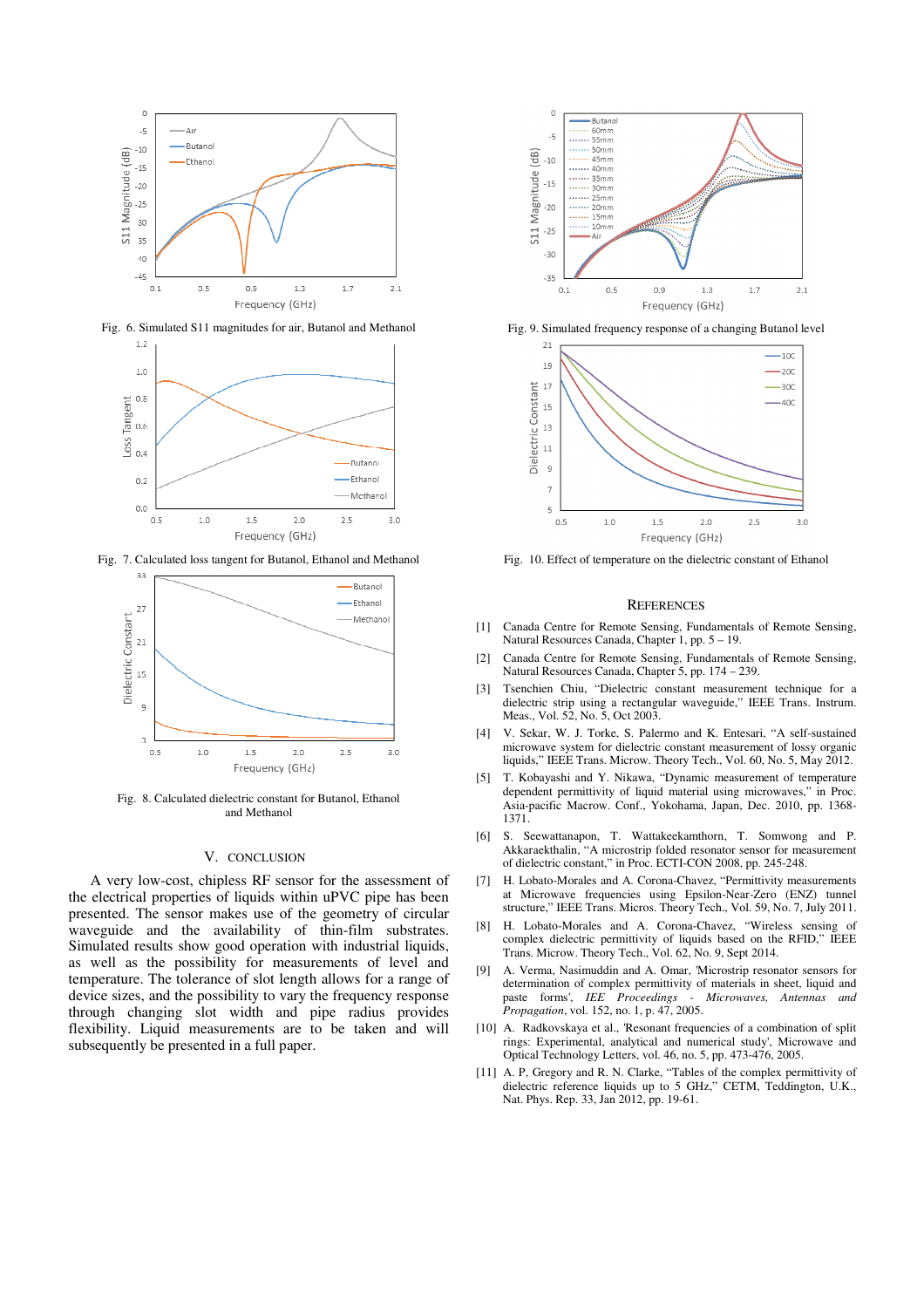S11 Magnitude (dB)
0
-5
-10
-15
-20
-25
30
35
40
-45
0.1 0.5 0.9 1.3 1.7 2.1
Frequency (GHz)
Air
Butanol
Ethanol

Fig. 6. Simulated S11 magnitudes for air, Butanol and Methanol

Loss Tangent
1.2
1.0
0.8
0.6
0.4
0.2
0.0
0.5 1.0 1.5 2.0 2.5 3.0
Frequency (GHz)
Butanol
Ethanol
Methanol

Fig. 7. Calculated loss tangent for Butanol, Ethanol and Methanol

Dielectric Constant
33
27
21
15
9
3
0.5 1.0 1.5 2.0 2.5 3.0
Frequency (GHz)
Butanol
Ethanol
Methanol

Fig. 8. Calculated dielectric constant for Butanol, Ethanol and Methanol

S11 Magnitude (dB)
0
-5
-10
-15
-20
-25
-30
-35
0.1 0.5 0.9 1.3 1.7 2.1
Frequency (GHz)
Butanol
60mm
55mm
50mm
45mm
40mm
35mm
30mm
25mm
20mm
15mm
10mm
Air

Fig. 9. Simulated frequency response of a changing Butanol level

Dielectric Constant
21
19
17
15
13
11
9
7
5
0.5 1.0 1.5 2.0 2.5 3.0
Frequency (GHz)
10C
20C
30C
40C

Fig. 10. Effect of temperature on the dielectric constant of Ethanol

## V. CONCLUSION

A very low-cost, chipless RF sensor for the assessment of the electrical properties of liquids within uPVC pipe has been presented. The sensor makes use of the geometry of circular waveguide and the availability of thin-film substrates. Simulated results show good operation with industrial liquids, as well as the possibility for measurements of level and temperature. The tolerance of slot length allows for a range of device sizes, and the possibility to vary the frequency response through changing slot width and pipe radius provides flexibility. Liquid measurements are to be taken and will subsequently be presented in a full paper.

## REFERENCES

[1] Canada Centre for Remote Sensing, Fundamentals of Remote Sensing, Natural Resources Canada, Chapter 1, pp. 5 – 19.

[2] Canada Centre for Remote Sensing, Fundamentals of Remote Sensing, Natural Resources Canada, Chapter 5, pp. 174 – 239.

[3] Tsenchien Chiu, "Dielectric constant measurement technique for a dielectric strip using a rectangular waveguide," IEEE Trans. Instrum. Meas., Vol. 52, No. 5, Oct 2003.

[4] V. Sekar, W. J. Torke, S. Palermo and K. Entesari, "A self-sustained microwave system for dielectric constant measurement of lossy organic liquids," IEEE Trans. Microw. Theory Tech., Vol. 60, No. 5, May 2012.

[5] T. Kobayashi and Y. Nikawa, "Dynamic measurement of temperature dependent permittivity of liquid material using microwaves," in Proc. Asia-pacific Macrow. Conf., Yokohama, Japan, Dec. 2010, pp. 1368-1371.

[6] S. Seewattanapon, T. Wattakeekamthorn, T. Somwong and P. Akkaraekthalin, "A microstrip folded resonator sensor for measurement of dielectric constant," in Proc. ECTI-CON 2008, pp. 245-248.

[7] H. Lobato-Morales and A. Corona-Chavez, "Permittivity measurements at Microwave frequencies using Epsilon-Near-Zero (ENZ) tunnel structure," IEEE Trans. Micros. Theory Tech., Vol. 59, No. 7, July 2011.

[8] H. Lobato-Morales and A. Corona-Chavez, "Wireless sensing of complex dielectric permittivity of liquids based on the RFID," IEEE Trans. Microw. Theory Tech., Vol. 62, No. 9, Sept 2014.

[9] A. Verma, Nasimuddin and A. Omar, 'Microstrip resonator sensors for determination of complex permittivity of materials in sheet, liquid and paste forms', *IEE Proceedings - Microwaves, Antennas and Propagation*, vol. 152, no. 1, p. 47, 2005.

[10] A. Radkovskaya et al., 'Resonant frequencies of a combination of split rings: Experimental, analytical and numerical study', Microwave and Optical Technology Letters, vol. 46, no. 5, pp. 473-476, 2005.

[11] A. P, Gregory and R. N. Clarke, "Tables of the complex permittivity of dielectric reference liquids up to 5 GHz," CETM, Teddington, U.K., Nat. Phys. Rep. 33, Jan 2012, pp. 19-61.